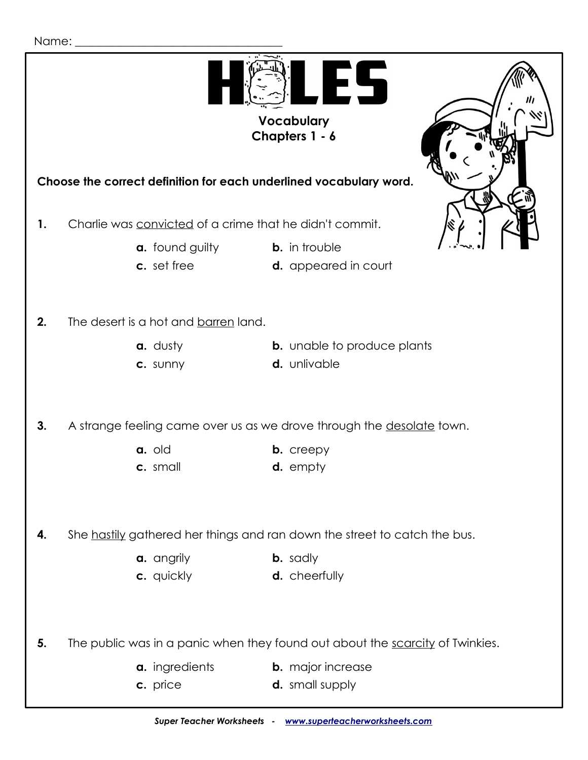Name: ___________________________________

# HOLES

## Vocabulary
## Chapters 1 - 6

**Choose the correct definition for each underlined vocabulary word.**

**1.** Charlie was <u>convicted</u> of a crime that he didn't commit.

- **a.** found guilty
- **b.** in trouble
- **c.** set free
- **d.** appeared in court

**2.** The desert is a hot and <u>barren</u> land.

- **a.** dusty
- **b.** unable to produce plants
- **c.** sunny
- **d.** unlivable

**3.** A strange feeling came over us as we drove through the <u>desolate</u> town.

- **a.** old
- **b.** creepy
- **c.** small
- **d.** empty

**4.** She <u>hastily</u> gathered her things and ran down the street to catch the bus.

- **a.** angrily
- **b.** sadly
- **c.** quickly
- **d.** cheerfully

**5.** The public was in a panic when they found out about the <u>scarcity</u> of Twinkies.

- **a.** ingredients
- **b.** major increase
- **c.** price
- **d.** small supply

*Super Teacher Worksheets - www.superteacherworksheets.com*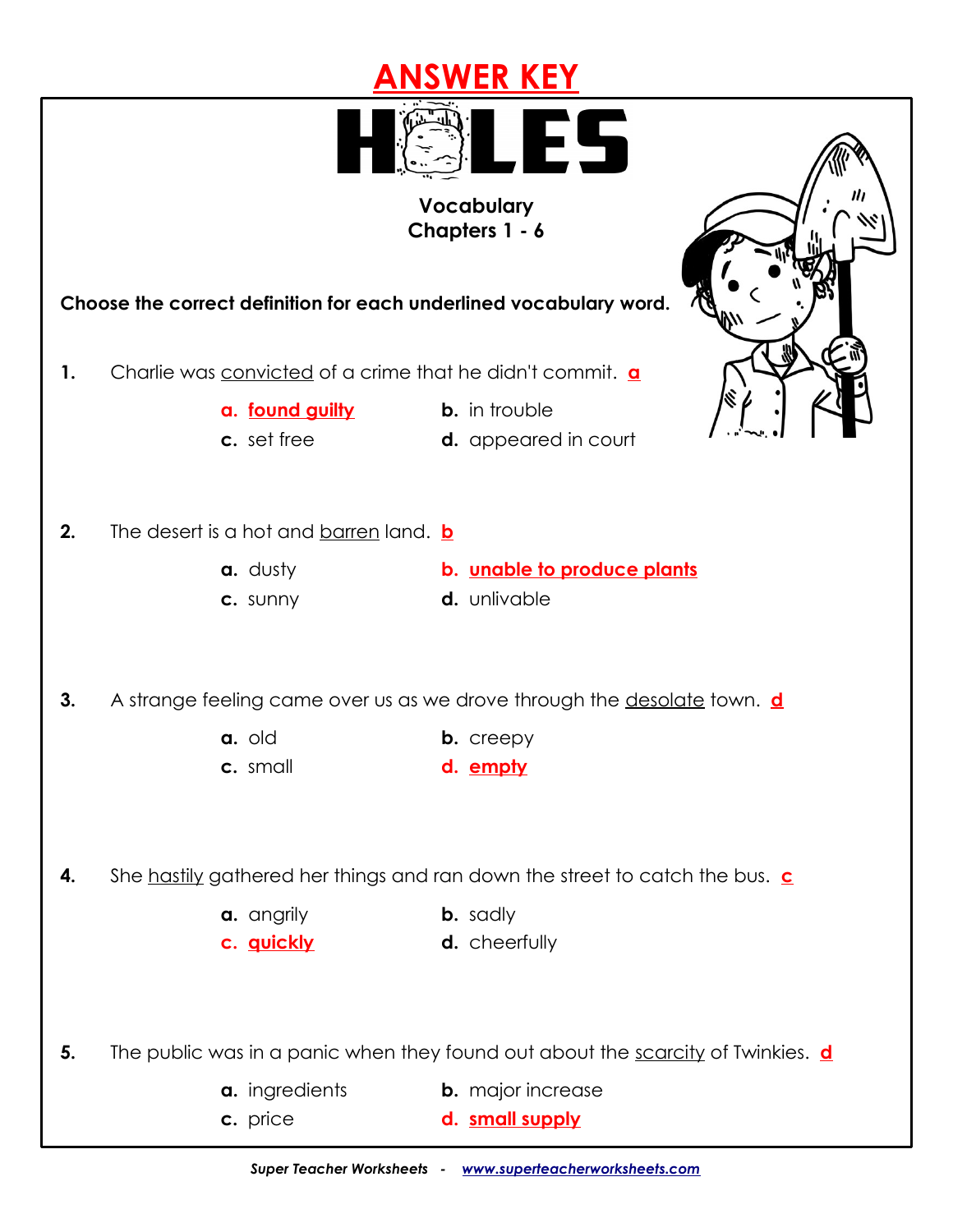# ANSWER KEY

# HOLES

**Vocabulary**
**Chapters 1 - 6**

**Choose the correct definition for each underlined vocabulary word.**

**1.** Charlie was convicted of a crime that he didn't commit. **a**

**a.** **found guilty** **b.** in trouble
**c.** set free **d.** appeared in court

**2.** The desert is a hot and barren land. **b**

**a.** dusty **b.** **unable to produce plants**
**c.** sunny **d.** unlivable

**3.** A strange feeling came over us as we drove through the desolate town. **d**

**a.** old **b.** creepy
**c.** small **d.** **empty**

**4.** She hastily gathered her things and ran down the street to catch the bus. **c**

**a.** angrily **b.** sadly
**c.** **quickly** **d.** cheerfully

**5.** The public was in a panic when they found out about the scarcity of Twinkies. **d**

**a.** ingredients **b.** major increase
**c.** price **d.** **small supply**